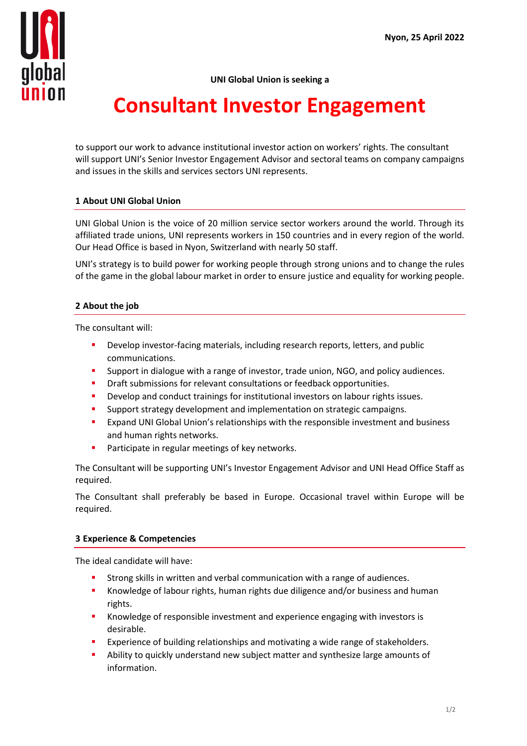Nyon, 25 April 2022

**UNI Global Union is seeking a**

# Consultant Investor Engagement

to support our work to advance institutional investor action on workers' rights. The consultant will support UNI's Senior Investor Engagement Advisor and sectoral teams on company campaigns and issues in the skills and services sectors UNI represents.

## 1 About UNI Global Union

UNI Global Union is the voice of 20 million service sector workers around the world. Through its affiliated trade unions, UNI represents workers in 150 countries and in every region of the world. Our Head Office is based in Nyon, Switzerland with nearly 50 staff.

UNI's strategy is to build power for working people through strong unions and to change the rules of the game in the global labour market in order to ensure justice and equality for working people.

## 2 About the job

The consultant will:

- Develop investor-facing materials, including research reports, letters, and public communications.
- Support in dialogue with a range of investor, trade union, NGO, and policy audiences.
- Draft submissions for relevant consultations or feedback opportunities.
- Develop and conduct trainings for institutional investors on labour rights issues.
- Support strategy development and implementation on strategic campaigns.
- Expand UNI Global Union's relationships with the responsible investment and business and human rights networks.
- Participate in regular meetings of key networks.

The Consultant will be supporting UNI's Investor Engagement Advisor and UNI Head Office Staff as required.

The Consultant shall preferably be based in Europe. Occasional travel within Europe will be required.

## 3 Experience & Competencies

The ideal candidate will have:

- Strong skills in written and verbal communication with a range of audiences.
- Knowledge of labour rights, human rights due diligence and/or business and human rights.
- Knowledge of responsible investment and experience engaging with investors is desirable.
- Experience of building relationships and motivating a wide range of stakeholders.
- Ability to quickly understand new subject matter and synthesize large amounts of information.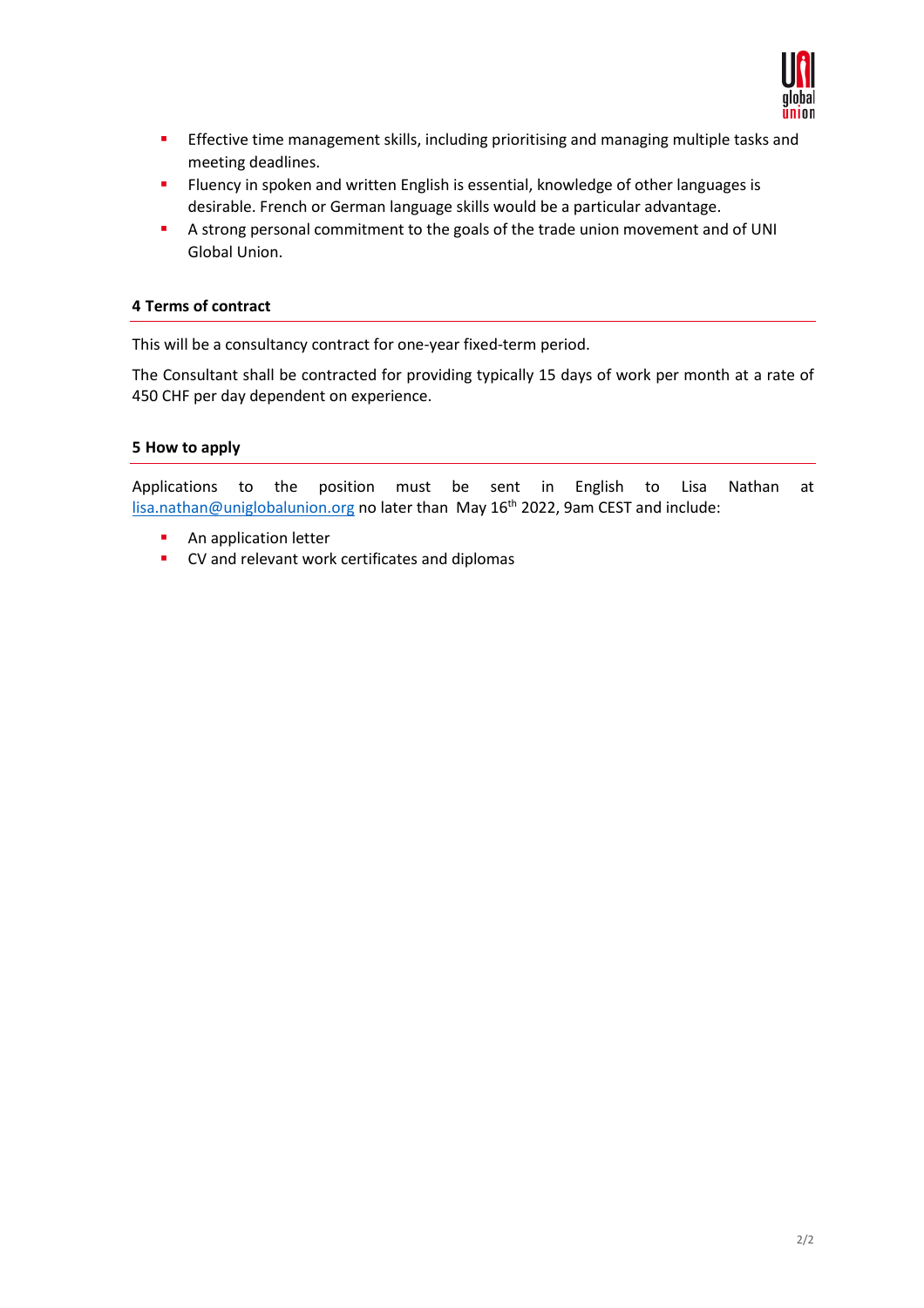- Effective time management skills, including prioritising and managing multiple tasks and meeting deadlines.
- Fluency in spoken and written English is essential, knowledge of other languages is desirable. French or German language skills would be a particular advantage.
- A strong personal commitment to the goals of the trade union movement and of UNI Global Union.

### 4 Terms of contract

This will be a consultancy contract for one-year fixed-term period.

The Consultant shall be contracted for providing typically 15 days of work per month at a rate of 450 CHF per day dependent on experience.

### 5 How to apply

Applications to the position must be sent in English to Lisa Nathan at lisa.nathan@uniglobalunion.org no later than May 16th 2022, 9am CEST and include:

- An application letter
- CV and relevant work certificates and diplomas